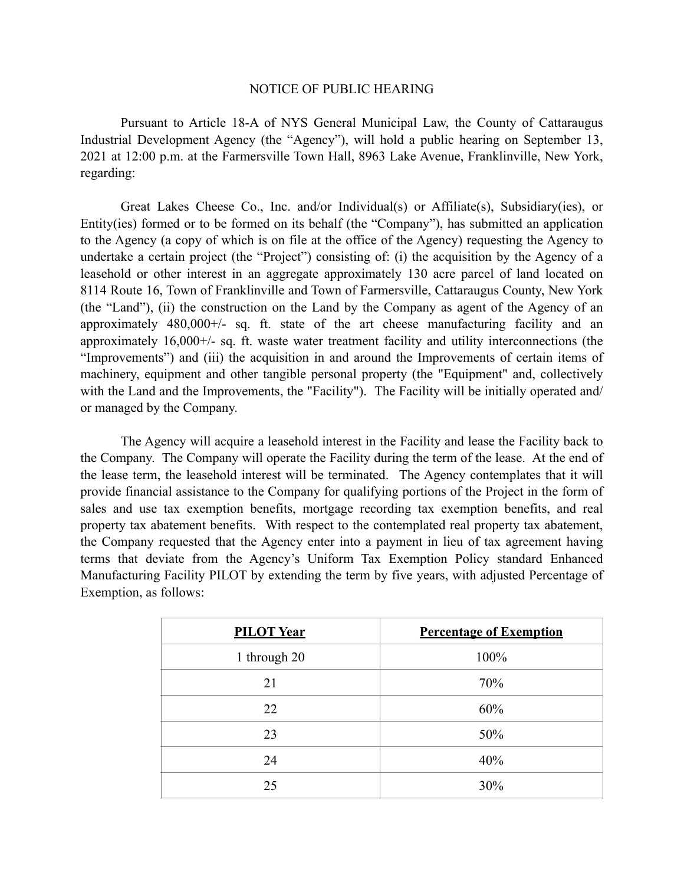# NOTICE OF PUBLIC HEARING

Pursuant to Article 18-A of NYS General Municipal Law, the County of Cattaraugus Industrial Development Agency (the "Agency"), will hold a public hearing on September 13, 2021 at 12:00 p.m. at the Farmersville Town Hall, 8963 Lake Avenue, Franklinville, New York, regarding:

Great Lakes Cheese Co., Inc. and/or Individual(s) or Affiliate(s), Subsidiary(ies), or Entity(ies) formed or to be formed on its behalf (the "Company"), has submitted an application to the Agency (a copy of which is on file at the office of the Agency) requesting the Agency to undertake a certain project (the "Project") consisting of: (i) the acquisition by the Agency of a leasehold or other interest in an aggregate approximately 130 acre parcel of land located on 8114 Route 16, Town of Franklinville and Town of Farmersville, Cattaraugus County, New York (the "Land"), (ii) the construction on the Land by the Company as agent of the Agency of an approximately 480,000+/- sq. ft. state of the art cheese manufacturing facility and an approximately 16,000+/- sq. ft. waste water treatment facility and utility interconnections (the "Improvements") and (iii) the acquisition in and around the Improvements of certain items of machinery, equipment and other tangible personal property (the "Equipment" and, collectively with the Land and the Improvements, the "Facility"). The Facility will be initially operated and/or managed by the Company.

The Agency will acquire a leasehold interest in the Facility and lease the Facility back to the Company. The Company will operate the Facility during the term of the lease. At the end of the lease term, the leasehold interest will be terminated. The Agency contemplates that it will provide financial assistance to the Company for qualifying portions of the Project in the form of sales and use tax exemption benefits, mortgage recording tax exemption benefits, and real property tax abatement benefits. With respect to the contemplated real property tax abatement, the Company requested that the Agency enter into a payment in lieu of tax agreement having terms that deviate from the Agency's Uniform Tax Exemption Policy standard Enhanced Manufacturing Facility PILOT by extending the term by five years, with adjusted Percentage of Exemption, as follows:

| PILOT Year | Percentage of Exemption |
|---|---|
| 1 through 20 | 100% |
| 21 | 70% |
| 22 | 60% |
| 23 | 50% |
| 24 | 40% |
| 25 | 30% |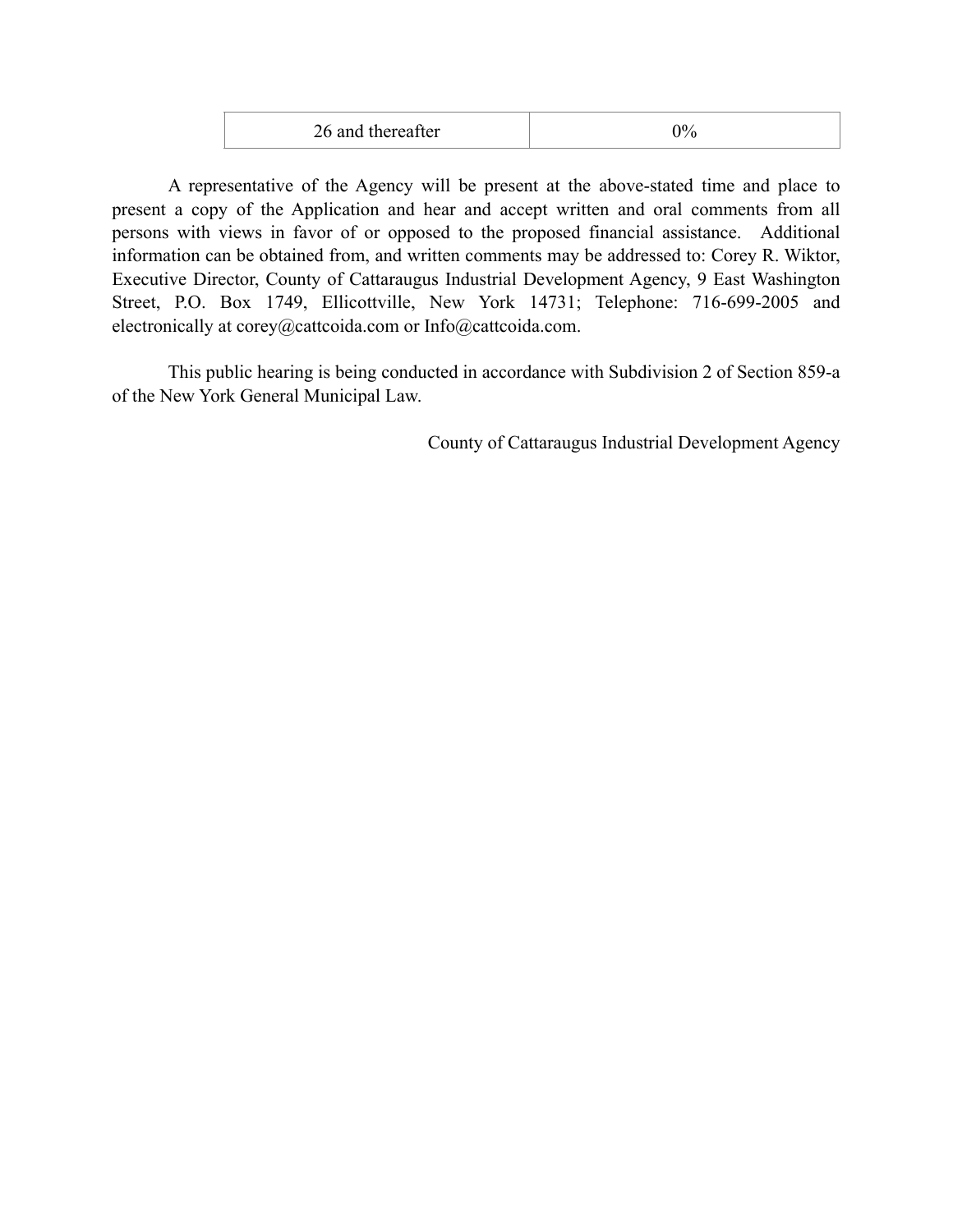| | |
|---|---|
| 26 and thereafter | 0% |

A representative of the Agency will be present at the above-stated time and place to present a copy of the Application and hear and accept written and oral comments from all persons with views in favor of or opposed to the proposed financial assistance. Additional information can be obtained from, and written comments may be addressed to: Corey R. Wiktor, Executive Director, County of Cattaraugus Industrial Development Agency, 9 East Washington Street, P.O. Box 1749, Ellicottville, New York 14731; Telephone: 716-699-2005 and electronically at corey@cattcoida.com or Info@cattcoida.com.

This public hearing is being conducted in accordance with Subdivision 2 of Section 859-a of the New York General Municipal Law.

County of Cattaraugus Industrial Development Agency